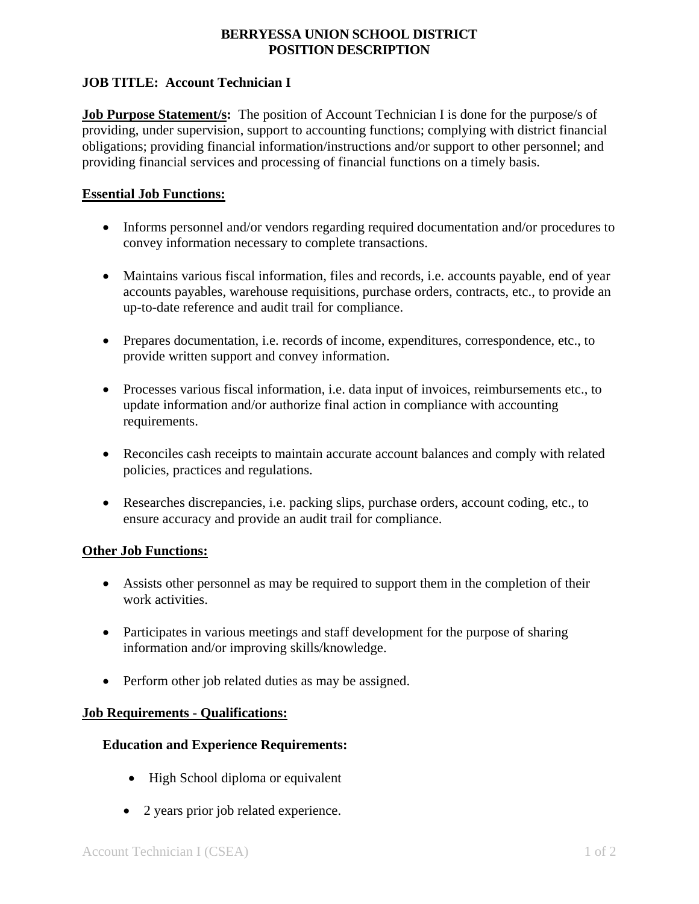# BERRYESSA UNION SCHOOL DISTRICT
# POSITION DESCRIPTION

**JOB TITLE: Account Technician I**

**Job Purpose Statement/s:** The position of Account Technician I is done for the purpose/s of providing, under supervision, support to accounting functions; complying with district financial obligations; providing financial information/instructions and/or support to other personnel; and providing financial services and processing of financial functions on a timely basis.

## Essential Job Functions:

- Informs personnel and/or vendors regarding required documentation and/or procedures to convey information necessary to complete transactions.
- Maintains various fiscal information, files and records, i.e. accounts payable, end of year accounts payables, warehouse requisitions, purchase orders, contracts, etc., to provide an up-to-date reference and audit trail for compliance.
- Prepares documentation, i.e. records of income, expenditures, correspondence, etc., to provide written support and convey information.
- Processes various fiscal information, i.e. data input of invoices, reimbursements etc., to update information and/or authorize final action in compliance with accounting requirements.
- Reconciles cash receipts to maintain accurate account balances and comply with related policies, practices and regulations.
- Researches discrepancies, i.e. packing slips, purchase orders, account coding, etc., to ensure accuracy and provide an audit trail for compliance.

## Other Job Functions:

- Assists other personnel as may be required to support them in the completion of their work activities.
- Participates in various meetings and staff development for the purpose of sharing information and/or improving skills/knowledge.
- Perform other job related duties as may be assigned.

## Job Requirements - Qualifications:

### Education and Experience Requirements:

- High School diploma or equivalent
- 2 years prior job related experience.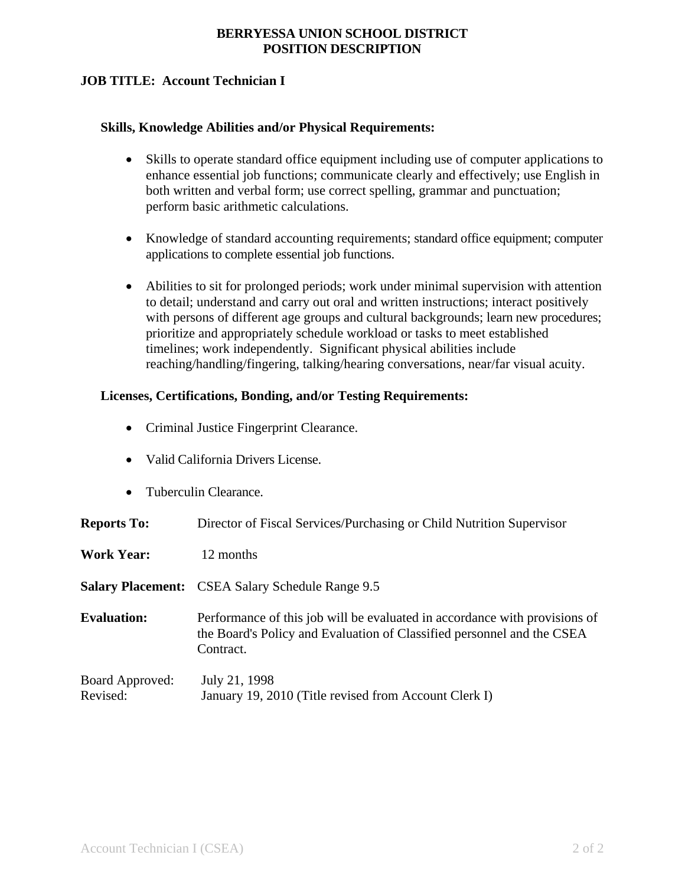**BERRYESSA UNION SCHOOL DISTRICT**
**POSITION DESCRIPTION**

**JOB TITLE: Account Technician I**

### Skills, Knowledge Abilities and/or Physical Requirements:

- Skills to operate standard office equipment including use of computer applications to enhance essential job functions; communicate clearly and effectively; use English in both written and verbal form; use correct spelling, grammar and punctuation; perform basic arithmetic calculations.

- Knowledge of standard accounting requirements; standard office equipment; computer applications to complete essential job functions.

- Abilities to sit for prolonged periods; work under minimal supervision with attention to detail; understand and carry out oral and written instructions; interact positively with persons of different age groups and cultural backgrounds; learn new procedures; prioritize and appropriately schedule workload or tasks to meet established timelines; work independently. Significant physical abilities include reaching/handling/fingering, talking/hearing conversations, near/far visual acuity.

### Licenses, Certifications, Bonding, and/or Testing Requirements:

- Criminal Justice Fingerprint Clearance.

- Valid California Drivers License.

- Tuberculin Clearance.

**Reports To:** Director of Fiscal Services/Purchasing or Child Nutrition Supervisor

**Work Year:** 12 months

**Salary Placement:** CSEA Salary Schedule Range 9.5

**Evaluation:** Performance of this job will be evaluated in accordance with provisions of the Board's Policy and Evaluation of Classified personnel and the CSEA Contract.

Board Approved: July 21, 1998
Revised: January 19, 2010 (Title revised from Account Clerk I)